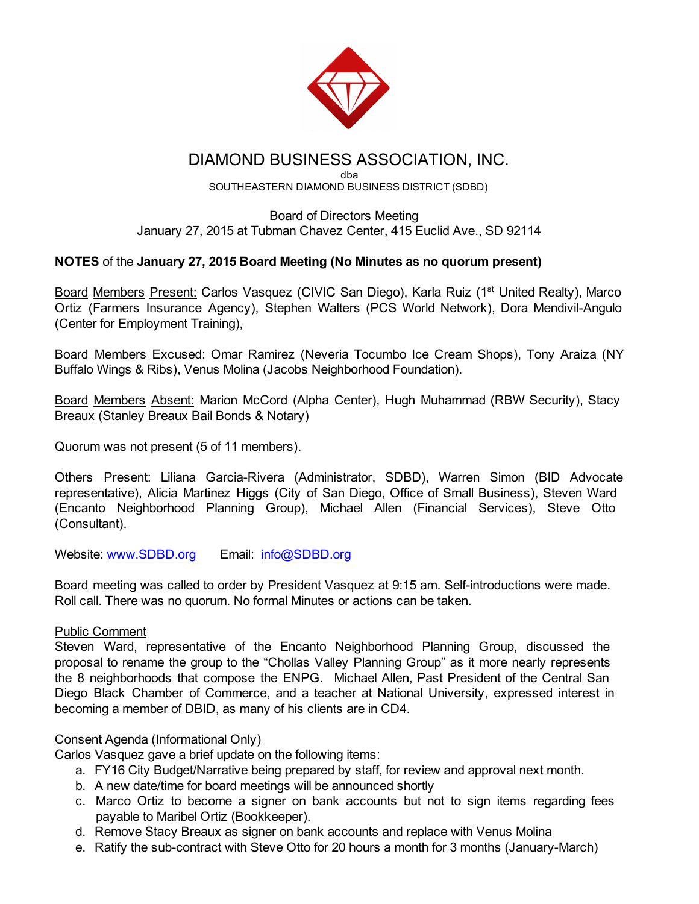# DIAMOND BUSINESS ASSOCIATION, INC.

dba

SOUTHEASTERN DIAMOND BUSINESS DISTRICT (SDBD)

Board of Directors Meeting

January 27, 2015 at Tubman Chavez Center, 415 Euclid Ave., SD 92114

**NOTES** of the **January 27, 2015 Board Meeting (No Minutes as no quorum present)**

Board Members Present: Carlos Vasquez (CIVIC San Diego), Karla Ruiz (1st United Realty), Marco Ortiz (Farmers Insurance Agency), Stephen Walters (PCS World Network), Dora Mendivil-Angulo (Center for Employment Training),

Board Members Excused: Omar Ramirez (Neveria Tocumbo Ice Cream Shops), Tony Araiza (NY Buffalo Wings & Ribs), Venus Molina (Jacobs Neighborhood Foundation).

Board Members Absent: Marion McCord (Alpha Center), Hugh Muhammad (RBW Security), Stacy Breaux (Stanley Breaux Bail Bonds & Notary)

Quorum was not present (5 of 11 members).

Others Present: Liliana Garcia-Rivera (Administrator, SDBD), Warren Simon (BID Advocate representative), Alicia Martinez Higgs (City of San Diego, Office of Small Business), Steven Ward (Encanto Neighborhood Planning Group), Michael Allen (Financial Services), Steve Otto (Consultant).

Website: www.SDBD.org    Email: info@SDBD.org

Board meeting was called to order by President Vasquez at 9:15 am. Self-introductions were made. Roll call. There was no quorum. No formal Minutes or actions can be taken.

Public Comment

Steven Ward, representative of the Encanto Neighborhood Planning Group, discussed the proposal to rename the group to the "Chollas Valley Planning Group" as it more nearly represents the 8 neighborhoods that compose the ENPG. Michael Allen, Past President of the Central San Diego Black Chamber of Commerce, and a teacher at National University, expressed interest in becoming a member of DBID, as many of his clients are in CD4.

Consent Agenda (Informational Only)

Carlos Vasquez gave a brief update on the following items:

a. FY16 City Budget/Narrative being prepared by staff, for review and approval next month.
b. A new date/time for board meetings will be announced shortly
c. Marco Ortiz to become a signer on bank accounts but not to sign items regarding fees payable to Maribel Ortiz (Bookkeeper).
d. Remove Stacy Breaux as signer on bank accounts and replace with Venus Molina
e. Ratify the sub-contract with Steve Otto for 20 hours a month for 3 months (January-March)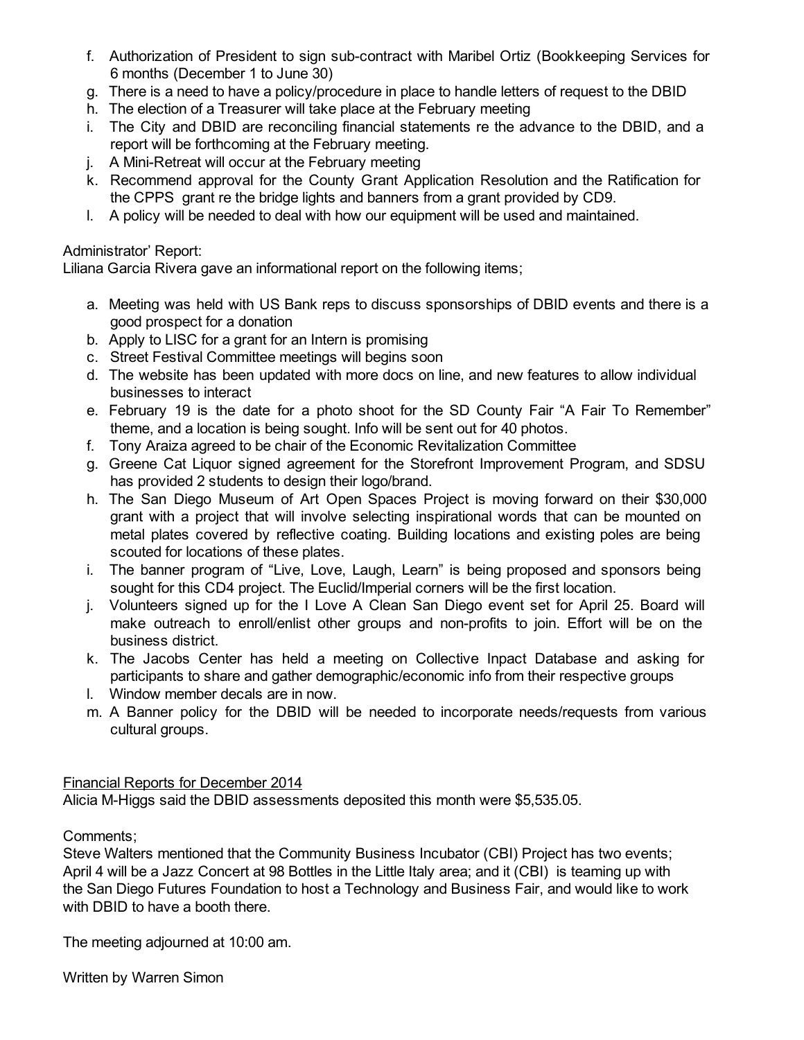f. Authorization of President to sign sub-contract with Maribel Ortiz (Bookkeeping Services for 6 months (December 1 to June 30)
g. There is a need to have a policy/procedure in place to handle letters of request to the DBID
h. The election of a Treasurer will take place at the February meeting
i. The City and DBID are reconciling financial statements re the advance to the DBID, and a report will be forthcoming at the February meeting.
j. A Mini-Retreat will occur at the February meeting
k. Recommend approval for the County Grant Application Resolution and the Ratification for the CPPS grant re the bridge lights and banners from a grant provided by CD9.
l. A policy will be needed to deal with how our equipment will be used and maintained.

Administrator' Report:
Liliana Garcia Rivera gave an informational report on the following items;

a. Meeting was held with US Bank reps to discuss sponsorships of DBID events and there is a good prospect for a donation
b. Apply to LISC for a grant for an Intern is promising
c. Street Festival Committee meetings will begins soon
d. The website has been updated with more docs on line, and new features to allow individual businesses to interact
e. February 19 is the date for a photo shoot for the SD County Fair "A Fair To Remember" theme, and a location is being sought. Info will be sent out for 40 photos.
f. Tony Araiza agreed to be chair of the Economic Revitalization Committee
g. Greene Cat Liquor signed agreement for the Storefront Improvement Program, and SDSU has provided 2 students to design their logo/brand.
h. The San Diego Museum of Art Open Spaces Project is moving forward on their $30,000 grant with a project that will involve selecting inspirational words that can be mounted on metal plates covered by reflective coating. Building locations and existing poles are being scouted for locations of these plates.
i. The banner program of "Live, Love, Laugh, Learn" is being proposed and sponsors being sought for this CD4 project. The Euclid/Imperial corners will be the first location.
j. Volunteers signed up for the I Love A Clean San Diego event set for April 25. Board will make outreach to enroll/enlist other groups and non-profits to join. Effort will be on the business district.
k. The Jacobs Center has held a meeting on Collective Inpact Database and asking for participants to share and gather demographic/economic info from their respective groups
l. Window member decals are in now.
m. A Banner policy for the DBID will be needed to incorporate needs/requests from various cultural groups.

<u>Financial Reports for December 2014</u>
Alicia M-Higgs said the DBID assessments deposited this month were $5,535.05.

Comments;
Steve Walters mentioned that the Community Business Incubator (CBI) Project has two events; April 4 will be a Jazz Concert at 98 Bottles in the Little Italy area; and it (CBI) is teaming up with the San Diego Futures Foundation to host a Technology and Business Fair, and would like to work with DBID to have a booth there.

The meeting adjourned at 10:00 am.

Written by Warren Simon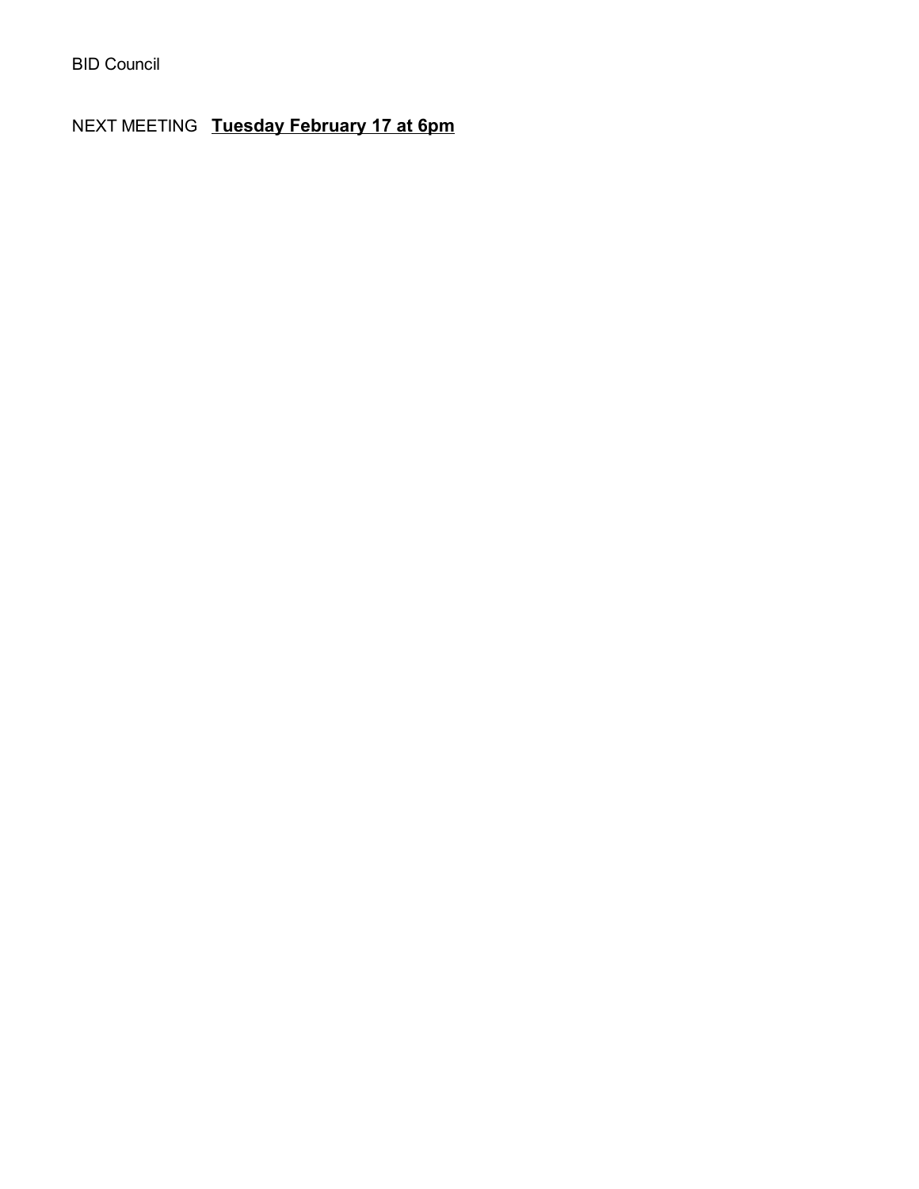BID Council

NEXT MEETING **Tuesday February 17 at 6pm**